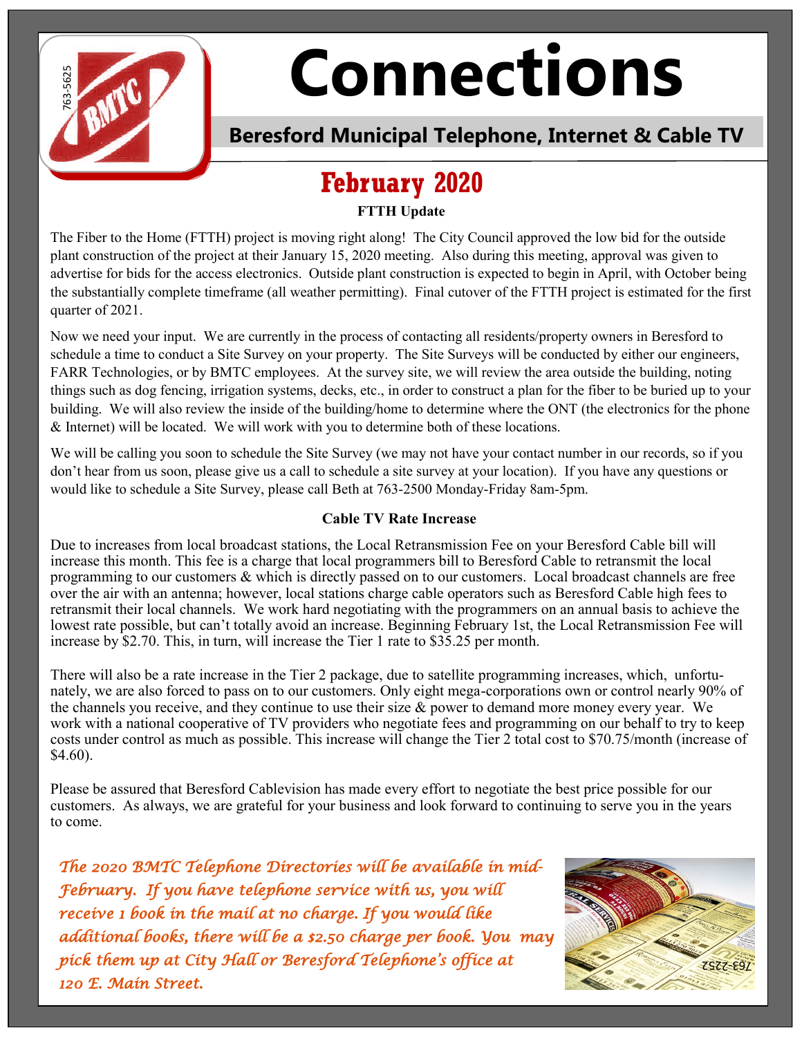# Connections

## Beresford Municipal Telephone, Internet & Cable TV

## February 2020

### FTTH Update

The Fiber to the Home (FTTH) project is moving right along! The City Council approved the low bid for the outside plant construction of the project at their January 15, 2020 meeting. Also during this meeting, approval was given to advertise for bids for the access electronics. Outside plant construction is expected to begin in April, with October being the substantially complete timeframe (all weather permitting). Final cutover of the FTTH project is estimated for the first quarter of 2021.

Now we need your input. We are currently in the process of contacting all residents/property owners in Beresford to schedule a time to conduct a Site Survey on your property. The Site Surveys will be conducted by either our engineers, FARR Technologies, or by BMTC employees. At the survey site, we will review the area outside the building, noting things such as dog fencing, irrigation systems, decks, etc., in order to construct a plan for the fiber to be buried up to your building. We will also review the inside of the building/home to determine where the ONT (the electronics for the phone & Internet) will be located. We will work with you to determine both of these locations.

We will be calling you soon to schedule the Site Survey (we may not have your contact number in our records, so if you don't hear from us soon, please give us a call to schedule a site survey at your location). If you have any questions or would like to schedule a Site Survey, please call Beth at 763-2500 Monday-Friday 8am-5pm.

### Cable TV Rate Increase

Due to increases from local broadcast stations, the Local Retransmission Fee on your Beresford Cable bill will increase this month. This fee is a charge that local programmers bill to Beresford Cable to retransmit the local programming to our customers & which is directly passed on to our customers. Local broadcast channels are free over the air with an antenna; however, local stations charge cable operators such as Beresford Cable high fees to retransmit their local channels. We work hard negotiating with the programmers on an annual basis to achieve the lowest rate possible, but can't totally avoid an increase. Beginning February 1st, the Local Retransmission Fee will increase by $2.70. This, in turn, will increase the Tier 1 rate to $35.25 per month.

There will also be a rate increase in the Tier 2 package, due to satellite programming increases, which, unfortunately, we are also forced to pass on to our customers. Only eight mega-corporations own or control nearly 90% of the channels you receive, and they continue to use their size & power to demand more money every year. We work with a national cooperative of TV providers who negotiate fees and programming on our behalf to try to keep costs under control as much as possible. This increase will change the Tier 2 total cost to $70.75/month (increase of $4.60).

Please be assured that Beresford Cablevision has made every effort to negotiate the best price possible for our customers. As always, we are grateful for your business and look forward to continuing to serve you in the years to come.

*The 2020 BMTC Telephone Directories will be available in mid-February. If you have telephone service with us, you will receive 1 book in the mail at no charge. If you would like additional books, there will be a $2.50 charge per book. You may pick them up at City Hall or Beresford Telephone's office at 120 E. Main Street.*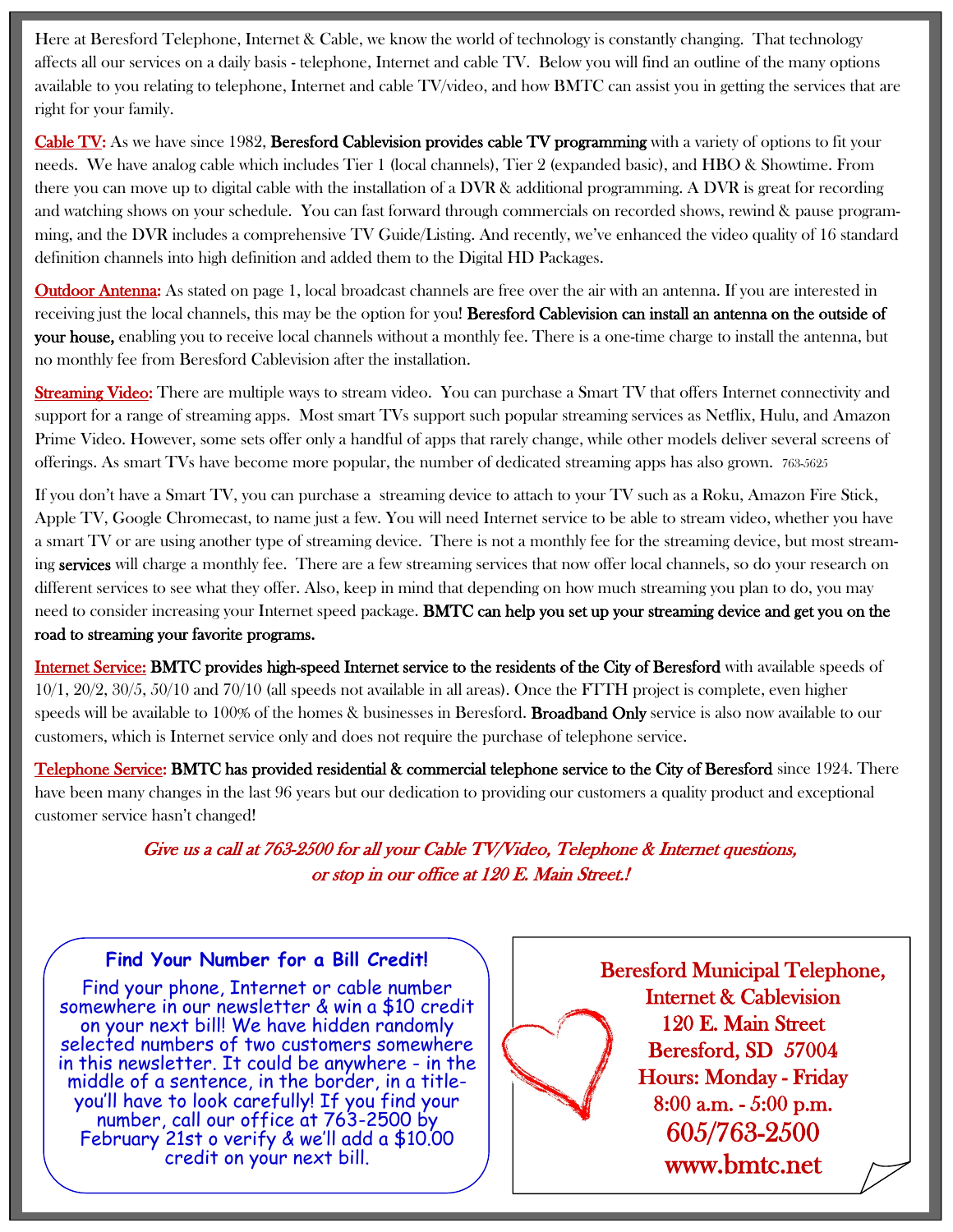Here at Beresford Telephone, Internet & Cable, we know the world of technology is constantly changing. That technology affects all our services on a daily basis - telephone, Internet and cable TV. Below you will find an outline of the many options available to you relating to telephone, Internet and cable TV/video, and how BMTC can assist you in getting the services that are right for your family.

**Cable TV:** As we have since 1982, **Beresford Cablevision provides cable TV programming** with a variety of options to fit your needs. We have analog cable which includes Tier 1 (local channels), Tier 2 (expanded basic), and HBO & Showtime. From there you can move up to digital cable with the installation of a DVR & additional programming. A DVR is great for recording and watching shows on your schedule. You can fast forward through commercials on recorded shows, rewind & pause programming, and the DVR includes a comprehensive TV Guide/Listing. And recently, we've enhanced the video quality of 16 standard definition channels into high definition and added them to the Digital HD Packages.

**Outdoor Antenna:** As stated on page 1, local broadcast channels are free over the air with an antenna. If you are interested in receiving just the local channels, this may be the option for you! **Beresford Cablevision can install an antenna on the outside of your house,** enabling you to receive local channels without a monthly fee. There is a one-time charge to install the antenna, but no monthly fee from Beresford Cablevision after the installation.

**Streaming Video:** There are multiple ways to stream video. You can purchase a Smart TV that offers Internet connectivity and support for a range of streaming apps. Most smart TVs support such popular streaming services as Netflix, Hulu, and Amazon Prime Video. However, some sets offer only a handful of apps that rarely change, while other models deliver several screens of offerings. As smart TVs have become more popular, the number of dedicated streaming apps has also grown. 763-5625

If you don't have a Smart TV, you can purchase a streaming device to attach to your TV such as a Roku, Amazon Fire Stick, Apple TV, Google Chromecast, to name just a few. You will need Internet service to be able to stream video, whether you have a smart TV or are using another type of streaming device. There is not a monthly fee for the streaming device, but most streaming **services** will charge a monthly fee. There are a few streaming services that now offer local channels, so do your research on different services to see what they offer. Also, keep in mind that depending on how much streaming you plan to do, you may need to consider increasing your Internet speed package. **BMTC can help you set up your streaming device and get you on the road to streaming your favorite programs.**

**Internet Service:** **BMTC provides high-speed Internet service to the residents of the City of Beresford** with available speeds of 10/1, 20/2, 30/5, 50/10 and 70/10 (all speeds not available in all areas). Once the FTTH project is complete, even higher speeds will be available to 100% of the homes & businesses in Beresford. **Broadband Only** service is also now available to our customers, which is Internet service only and does not require the purchase of telephone service.

**Telephone Service:** **BMTC has provided residential & commercial telephone service to the City of Beresford** since 1924. There have been many changes in the last 96 years but our dedication to providing our customers a quality product and exceptional customer service hasn't changed!

*Give us a call at 763-2500 for all your Cable TV/Video, Telephone & Internet questions, or stop in our office at 120 E. Main Street.!*

**Find Your Number for a Bill Credit!**

Find your phone, Internet or cable number somewhere in our newsletter & win a $10 credit on your next bill! We have hidden randomly selected numbers of two customers somewhere in this newsletter. It could be anywhere - in the middle of a sentence, in the border, in a title- you'll have to look carefully! If you find your number, call our office at 763-2500 by February 21st o verify & we'll add a $10.00 credit on your next bill.

Beresford Municipal Telephone, Internet & Cablevision
120 E. Main Street
Beresford, SD 57004
Hours: Monday - Friday
8:00 a.m. - 5:00 p.m.
605/763-2500
www.bmtc.net